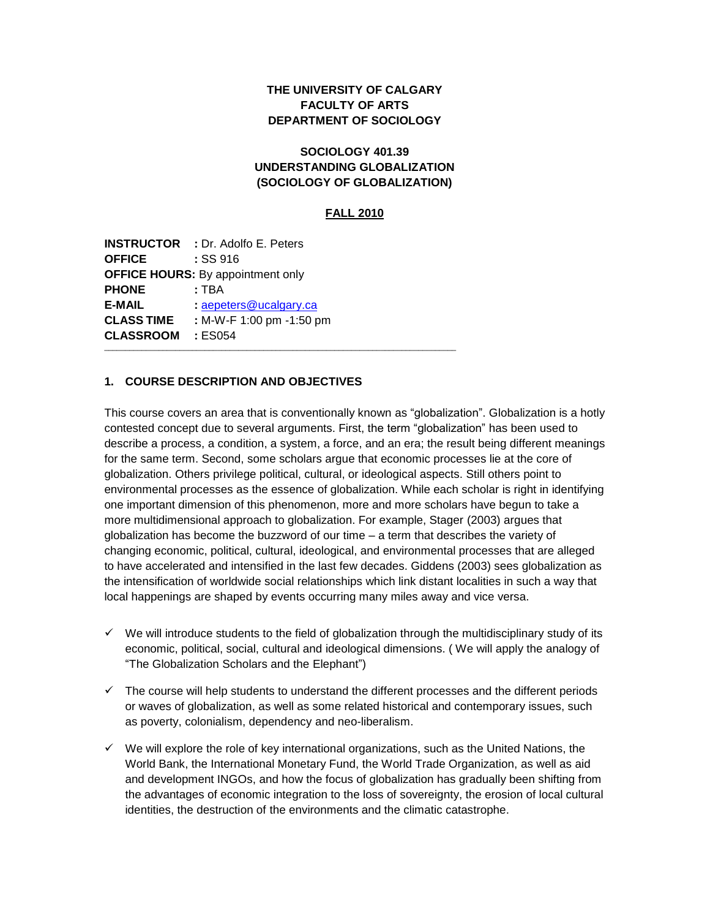**THE UNIVERSITY OF CALGARY**
**FACULTY OF ARTS**
**DEPARTMENT OF SOCIOLOGY**

# SOCIOLOGY 401.39
# UNDERSTANDING GLOBALIZATION
# (SOCIOLOGY OF GLOBALIZATION)

**FALL 2010**

**INSTRUCTOR** : Dr. Adolfo E. Peters
**OFFICE** : SS 916
**OFFICE HOURS:** By appointment only
**PHONE** : TBA
**E-MAIL** : aepeters@ucalgary.ca
**CLASS TIME** : M-W-F 1:00 pm -1:50 pm
**CLASSROOM** : ES054

---

## 1. COURSE DESCRIPTION AND OBJECTIVES

This course covers an area that is conventionally known as "globalization". Globalization is a hotly contested concept due to several arguments. First, the term "globalization" has been used to describe a process, a condition, a system, a force, and an era; the result being different meanings for the same term. Second, some scholars argue that economic processes lie at the core of globalization. Others privilege political, cultural, or ideological aspects. Still others point to environmental processes as the essence of globalization. While each scholar is right in identifying one important dimension of this phenomenon, more and more scholars have begun to take a more multidimensional approach to globalization. For example, Stager (2003) argues that globalization has become the buzzword of our time – a term that describes the variety of changing economic, political, cultural, ideological, and environmental processes that are alleged to have accelerated and intensified in the last few decades. Giddens (2003) sees globalization as the intensification of worldwide social relationships which link distant localities in such a way that local happenings are shaped by events occurring many miles away and vice versa.

- ✓ We will introduce students to the field of globalization through the multidisciplinary study of its economic, political, social, cultural and ideological dimensions. ( We will apply the analogy of "The Globalization Scholars and the Elephant")
- ✓ The course will help students to understand the different processes and the different periods or waves of globalization, as well as some related historical and contemporary issues, such as poverty, colonialism, dependency and neo-liberalism.
- ✓ We will explore the role of key international organizations, such as the United Nations, the World Bank, the International Monetary Fund, the World Trade Organization, as well as aid and development INGOs, and how the focus of globalization has gradually been shifting from the advantages of economic integration to the loss of sovereignty, the erosion of local cultural identities, the destruction of the environments and the climatic catastrophe.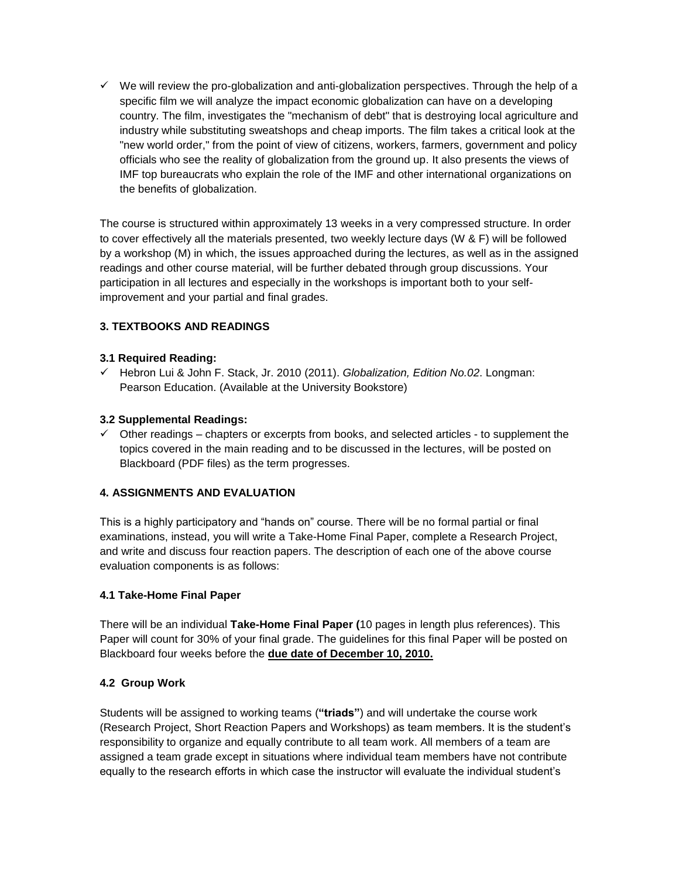- ✓ We will review the pro-globalization and anti-globalization perspectives. Through the help of a specific film we will analyze the impact economic globalization can have on a developing country. The film, investigates the "mechanism of debt" that is destroying local agriculture and industry while substituting sweatshops and cheap imports. The film takes a critical look at the "new world order," from the point of view of citizens, workers, farmers, government and policy officials who see the reality of globalization from the ground up. It also presents the views of IMF top bureaucrats who explain the role of the IMF and other international organizations on the benefits of globalization.

The course is structured within approximately 13 weeks in a very compressed structure. In order to cover effectively all the materials presented, two weekly lecture days (W & F) will be followed by a workshop (M) in which, the issues approached during the lectures, as well as in the assigned readings and other course material, will be further debated through group discussions. Your participation in all lectures and especially in the workshops is important both to your self-improvement and your partial and final grades.

### 3. TEXTBOOKS AND READINGS

#### 3.1 Required Reading:

- ✓ Hebron Lui & John F. Stack, Jr. 2010 (2011). *Globalization, Edition No.02*. Longman: Pearson Education. (Available at the University Bookstore)

#### 3.2 Supplemental Readings:

- ✓ Other readings – chapters or excerpts from books, and selected articles - to supplement the topics covered in the main reading and to be discussed in the lectures, will be posted on Blackboard (PDF files) as the term progresses.

### 4. ASSIGNMENTS AND EVALUATION

This is a highly participatory and "hands on" course. There will be no formal partial or final examinations, instead, you will write a Take-Home Final Paper, complete a Research Project, and write and discuss four reaction papers. The description of each one of the above course evaluation components is as follows:

#### 4.1 Take-Home Final Paper

There will be an individual **Take-Home Final Paper (**10 pages in length plus references). This Paper will count for 30% of your final grade. The guidelines for this final Paper will be posted on Blackboard four weeks before the **<u>due date of December 10, 2010.</u>**

#### 4.2 Group Work

Students will be assigned to working teams (**"triads"**) and will undertake the course work (Research Project, Short Reaction Papers and Workshops) as team members. It is the student's responsibility to organize and equally contribute to all team work. All members of a team are assigned a team grade except in situations where individual team members have not contribute equally to the research efforts in which case the instructor will evaluate the individual student's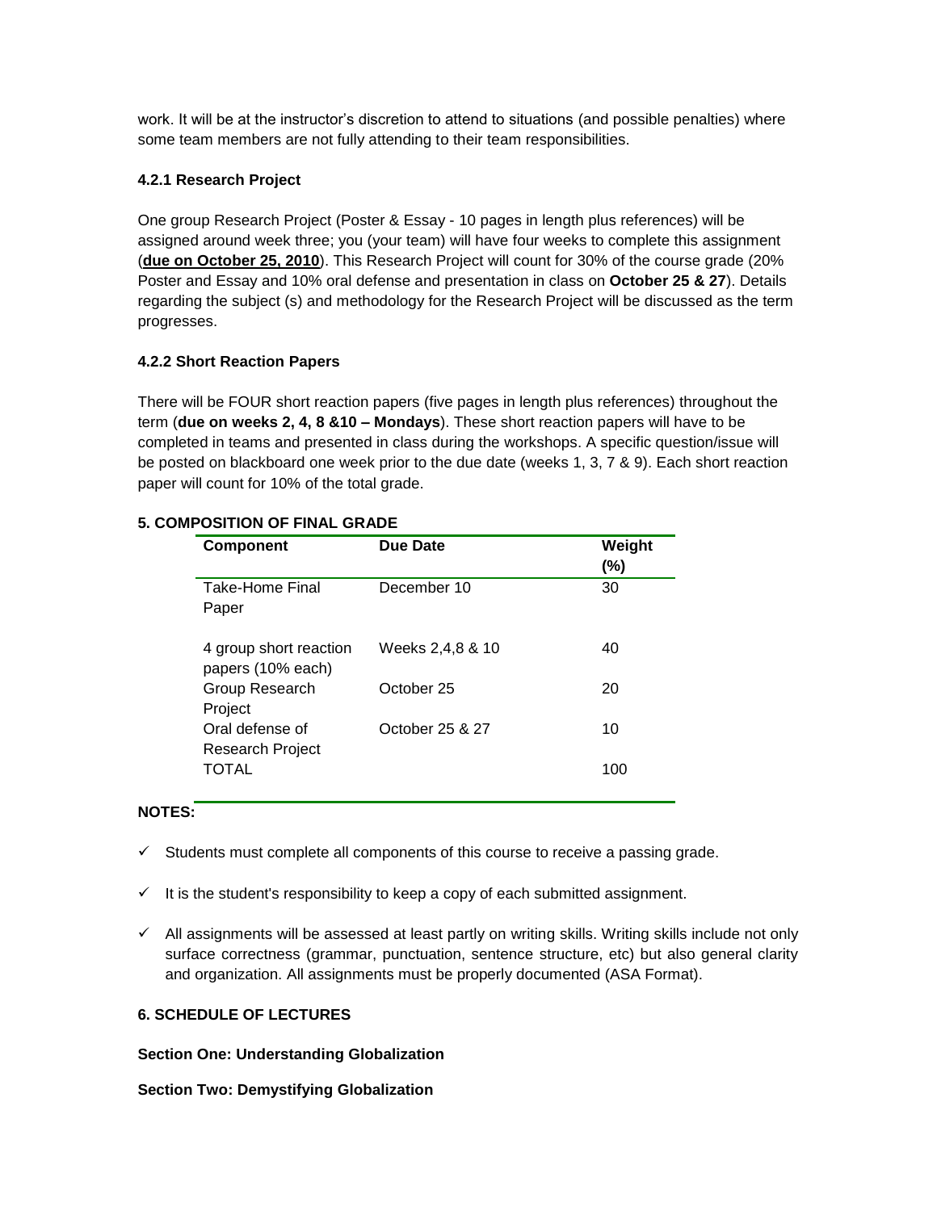work. It will be at the instructor's discretion to attend to situations (and possible penalties) where some team members are not fully attending to their team responsibilities.

### 4.2.1 Research Project

One group Research Project (Poster & Essay - 10 pages in length plus references) will be assigned around week three; you (your team) will have four weeks to complete this assignment (**due on October 25, 2010**). This Research Project will count for 30% of the course grade (20% Poster and Essay and 10% oral defense and presentation in class on **October 25 & 27**). Details regarding the subject (s) and methodology for the Research Project will be discussed as the term progresses.

### 4.2.2 Short Reaction Papers

There will be FOUR short reaction papers (five pages in length plus references) throughout the term (**due on weeks 2, 4, 8 &10 – Mondays**). These short reaction papers will have to be completed in teams and presented in class during the workshops. A specific question/issue will be posted on blackboard one week prior to the due date (weeks 1, 3, 7 & 9). Each short reaction paper will count for 10% of the total grade.

## 5. COMPOSITION OF FINAL GRADE

| Component | Due Date | Weight (%) |
|---|---|---|
| Take-Home Final Paper | December 10 | 30 |
| 4 group short reaction papers (10% each) | Weeks 2,4,8 & 10 | 40 |
| Group Research Project | October 25 | 20 |
| Oral defense of Research Project | October 25 & 27 | 10 |
| TOTAL | | 100 |

**NOTES:**

- ✓ Students must complete all components of this course to receive a passing grade.
- ✓ It is the student's responsibility to keep a copy of each submitted assignment.
- ✓ All assignments will be assessed at least partly on writing skills. Writing skills include not only surface correctness (grammar, punctuation, sentence structure, etc) but also general clarity and organization. All assignments must be properly documented (ASA Format).

## 6. SCHEDULE OF LECTURES

**Section One: Understanding Globalization**

**Section Two: Demystifying Globalization**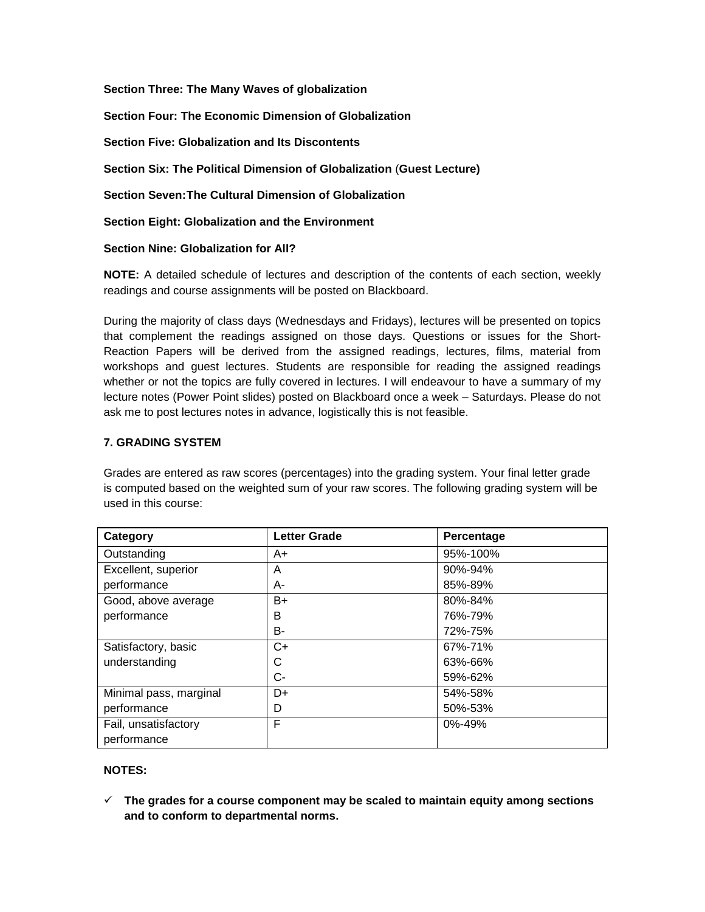**Section Three: The Many Waves of globalization**

**Section Four: The Economic Dimension of Globalization**

**Section Five: Globalization and Its Discontents**

**Section Six: The Political Dimension of Globalization** (**Guest Lecture)**

**Section Seven:The Cultural Dimension of Globalization**

**Section Eight: Globalization and the Environment**

**Section Nine: Globalization for All?**

**NOTE:** A detailed schedule of lectures and description of the contents of each section, weekly readings and course assignments will be posted on Blackboard.

During the majority of class days (Wednesdays and Fridays), lectures will be presented on topics that complement the readings assigned on those days. Questions or issues for the Short-Reaction Papers will be derived from the assigned readings, lectures, films, material from workshops and guest lectures. Students are responsible for reading the assigned readings whether or not the topics are fully covered in lectures. I will endeavour to have a summary of my lecture notes (Power Point slides) posted on Blackboard once a week – Saturdays. Please do not ask me to post lectures notes in advance, logistically this is not feasible.

## 7. GRADING SYSTEM

Grades are entered as raw scores (percentages) into the grading system. Your final letter grade is computed based on the weighted sum of your raw scores. The following grading system will be used in this course:

| Category | Letter Grade | Percentage |
|---|---|---|
| Outstanding | A+ | 95%-100% |
| Excellent, superior performance | A | 90%-94% |
| | A- | 85%-89% |
| Good, above average performance | B+ | 80%-84% |
| | B | 76%-79% |
| | B- | 72%-75% |
| Satisfactory, basic understanding | C+ | 67%-71% |
| | C | 63%-66% |
| | C- | 59%-62% |
| Minimal pass, marginal performance | D+ | 54%-58% |
| | D | 50%-53% |
| Fail, unsatisfactory performance | F | 0%-49% |

**NOTES:**

- ✓ **The grades for a course component may be scaled to maintain equity among sections and to conform to departmental norms.**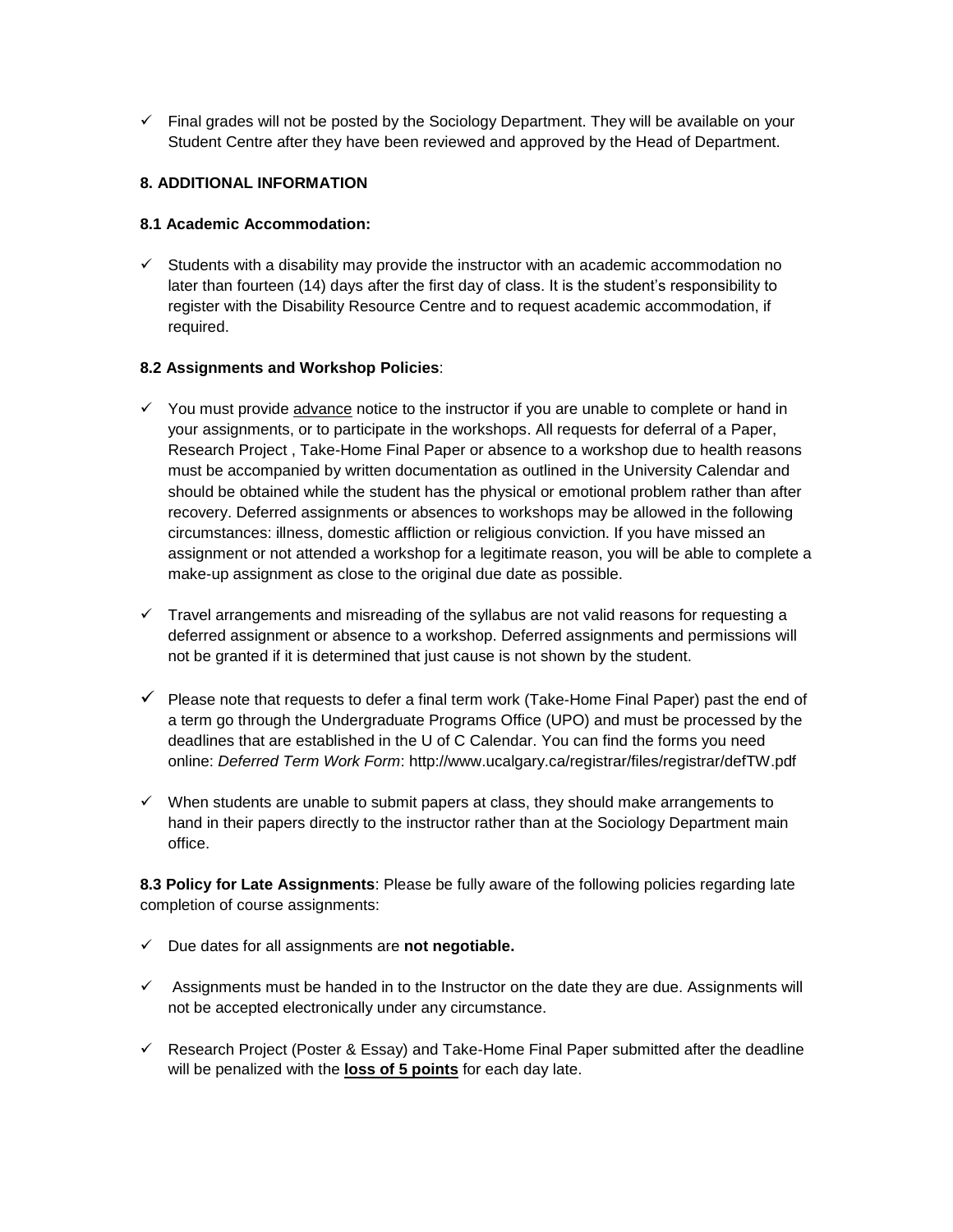- ✓ Final grades will not be posted by the Sociology Department. They will be available on your Student Centre after they have been reviewed and approved by the Head of Department.

### 8. ADDITIONAL INFORMATION

#### 8.1 Academic Accommodation:

- ✓ Students with a disability may provide the instructor with an academic accommodation no later than fourteen (14) days after the first day of class. It is the student's responsibility to register with the Disability Resource Centre and to request academic accommodation, if required.

#### 8.2 Assignments and Workshop Policies:

- ✓ You must provide <u>advance</u> notice to the instructor if you are unable to complete or hand in your assignments, or to participate in the workshops. All requests for deferral of a Paper, Research Project , Take-Home Final Paper or absence to a workshop due to health reasons must be accompanied by written documentation as outlined in the University Calendar and should be obtained while the student has the physical or emotional problem rather than after recovery. Deferred assignments or absences to workshops may be allowed in the following circumstances: illness, domestic affliction or religious conviction. If you have missed an assignment or not attended a workshop for a legitimate reason, you will be able to complete a make-up assignment as close to the original due date as possible.

- ✓ Travel arrangements and misreading of the syllabus are not valid reasons for requesting a deferred assignment or absence to a workshop. Deferred assignments and permissions will not be granted if it is determined that just cause is not shown by the student.

- ✓ Please note that requests to defer a final term work (Take-Home Final Paper) past the end of a term go through the Undergraduate Programs Office (UPO) and must be processed by the deadlines that are established in the U of C Calendar. You can find the forms you need online: *Deferred Term Work Form*: http://www.ucalgary.ca/registrar/files/registrar/defTW.pdf

- ✓ When students are unable to submit papers at class, they should make arrangements to hand in their papers directly to the instructor rather than at the Sociology Department main office.

**8.3 Policy for Late Assignments**: Please be fully aware of the following policies regarding late completion of course assignments:

- ✓ Due dates for all assignments are **not negotiable.**

- ✓ Assignments must be handed in to the Instructor on the date they are due. Assignments will not be accepted electronically under any circumstance.

- ✓ Research Project (Poster & Essay) and Take-Home Final Paper submitted after the deadline will be penalized with the **<u>loss of 5 points</u>** for each day late.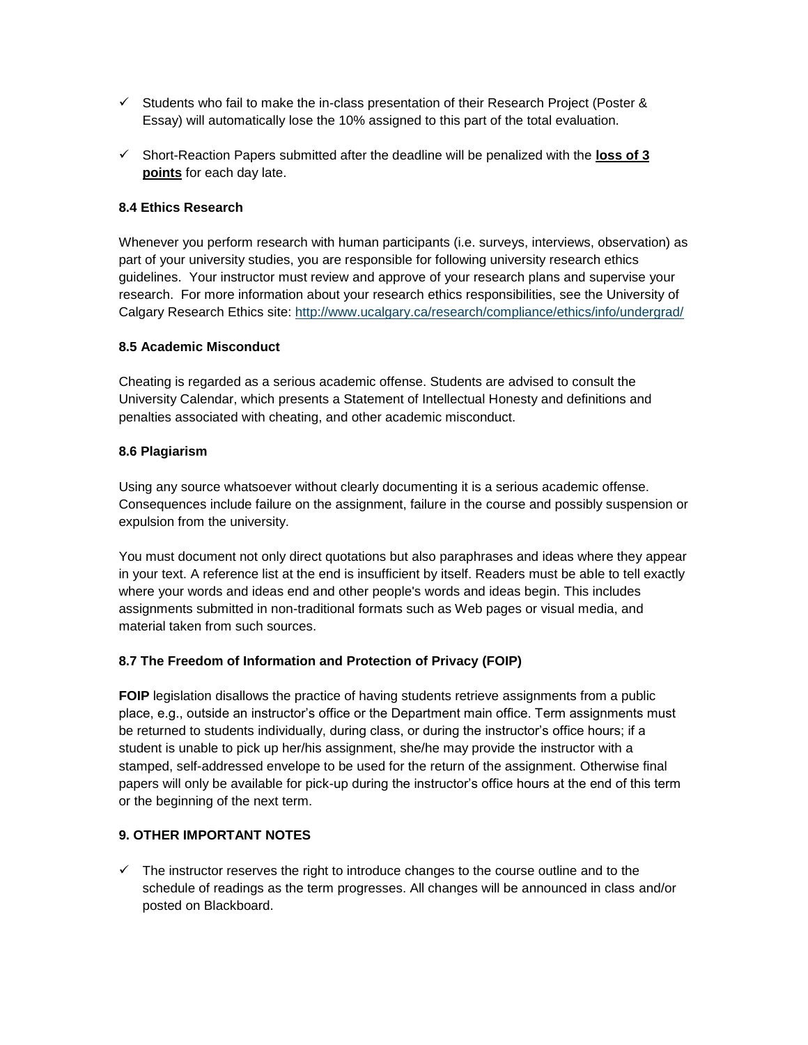- ✓ Students who fail to make the in-class presentation of their Research Project (Poster & Essay) will automatically lose the 10% assigned to this part of the total evaluation.

- ✓ Short-Reaction Papers submitted after the deadline will be penalized with the **loss of 3 points** for each day late.

### 8.4 Ethics Research

Whenever you perform research with human participants (i.e. surveys, interviews, observation) as part of your university studies, you are responsible for following university research ethics guidelines. Your instructor must review and approve of your research plans and supervise your research. For more information about your research ethics responsibilities, see the University of Calgary Research Ethics site: http://www.ucalgary.ca/research/compliance/ethics/info/undergrad/

### 8.5 Academic Misconduct

Cheating is regarded as a serious academic offense. Students are advised to consult the University Calendar, which presents a Statement of Intellectual Honesty and definitions and penalties associated with cheating, and other academic misconduct.

### 8.6 Plagiarism

Using any source whatsoever without clearly documenting it is a serious academic offense. Consequences include failure on the assignment, failure in the course and possibly suspension or expulsion from the university.

You must document not only direct quotations but also paraphrases and ideas where they appear in your text. A reference list at the end is insufficient by itself. Readers must be able to tell exactly where your words and ideas end and other people's words and ideas begin. This includes assignments submitted in non-traditional formats such as Web pages or visual media, and material taken from such sources.

### 8.7 The Freedom of Information and Protection of Privacy (FOIP)

**FOIP** legislation disallows the practice of having students retrieve assignments from a public place, e.g., outside an instructor's office or the Department main office. Term assignments must be returned to students individually, during class, or during the instructor's office hours; if a student is unable to pick up her/his assignment, she/he may provide the instructor with a stamped, self-addressed envelope to be used for the return of the assignment. Otherwise final papers will only be available for pick-up during the instructor's office hours at the end of this term or the beginning of the next term.

## 9. OTHER IMPORTANT NOTES

- ✓ The instructor reserves the right to introduce changes to the course outline and to the schedule of readings as the term progresses. All changes will be announced in class and/or posted on Blackboard.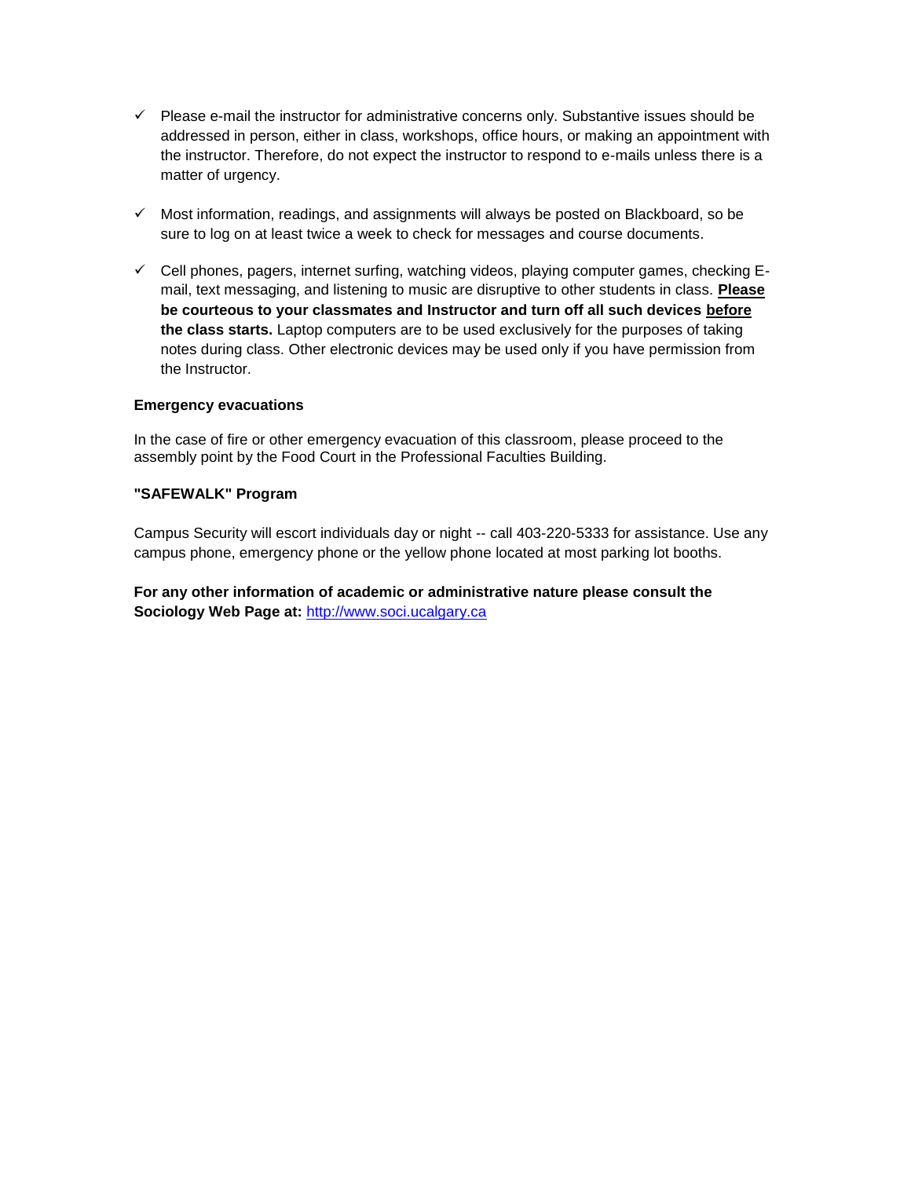- ✓ Please e-mail the instructor for administrative concerns only. Substantive issues should be addressed in person, either in class, workshops, office hours, or making an appointment with the instructor. Therefore, do not expect the instructor to respond to e-mails unless there is a matter of urgency.

- ✓ Most information, readings, and assignments will always be posted on Blackboard, so be sure to log on at least twice a week to check for messages and course documents.

- ✓ Cell phones, pagers, internet surfing, watching videos, playing computer games, checking E-mail, text messaging, and listening to music are disruptive to other students in class. **Please be courteous to your classmates and Instructor and turn off all such devices before the class starts.** Laptop computers are to be used exclusively for the purposes of taking notes during class. Other electronic devices may be used only if you have permission from the Instructor.

**Emergency evacuations**

In the case of fire or other emergency evacuation of this classroom, please proceed to the assembly point by the Food Court in the Professional Faculties Building.

**"SAFEWALK" Program**

Campus Security will escort individuals day or night -- call 403-220-5333 for assistance. Use any campus phone, emergency phone or the yellow phone located at most parking lot booths.

**For any other information of academic or administrative nature please consult the Sociology Web Page at:** http://www.soci.ucalgary.ca